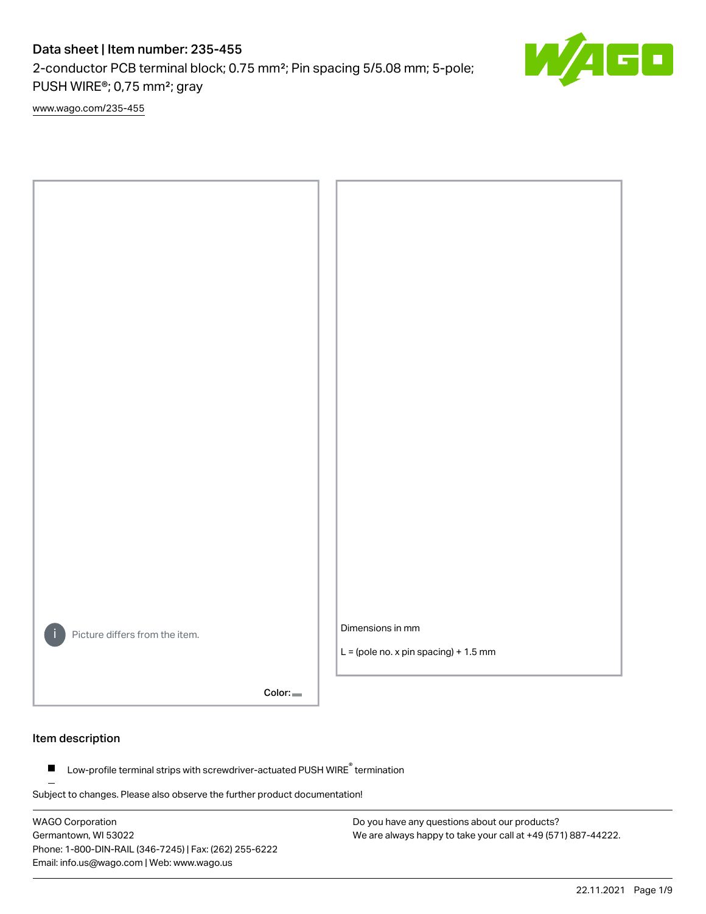# Data sheet | Item number: 235-455

2-conductor PCB terminal block; 0.75 mm²; Pin spacing 5/5.08 mm; 5-pole; PUSH WIRE®; 0,75 mm²; gray

www.wago.com/235-455

Picture differs from the item.

Color:

Dimensions in mm

L = (pole no. x pin spacing) + 1.5 mm

## Item description

- Low-profile terminal strips with screwdriver-actuated PUSH WIRE® termination

Subject to changes. Please also observe the further product documentation!

WAGO Corporation
Germantown, WI 53022
Phone: 1-800-DIN-RAIL (346-7245) | Fax: (262) 255-6222
Email: info.us@wago.com | Web: www.wago.us

Do you have any questions about our products?
We are always happy to take your call at +49 (571) 887-44222.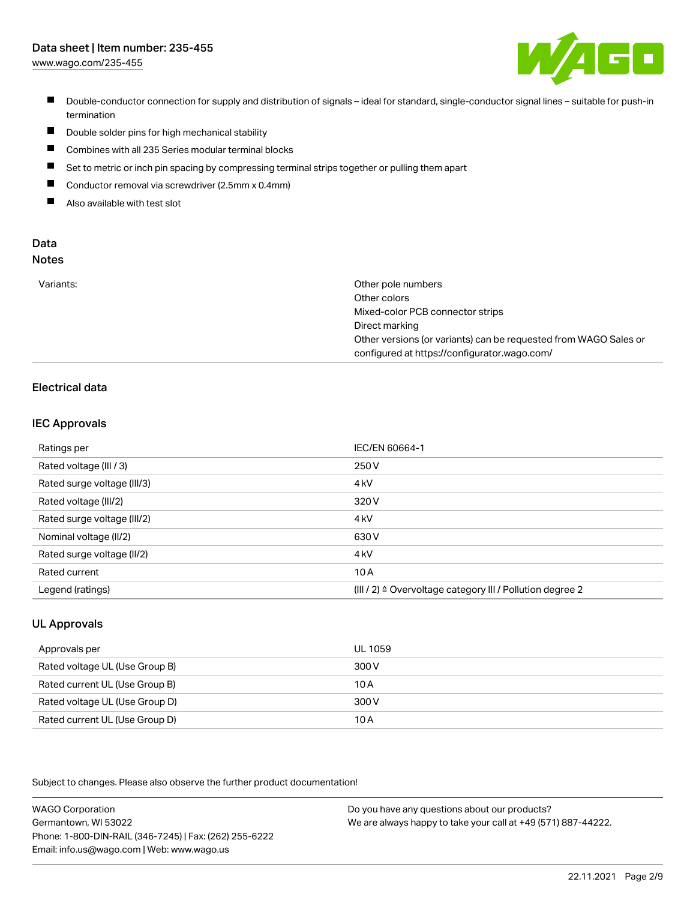- Double-conductor connection for supply and distribution of signals – ideal for standard, single-conductor signal lines – suitable for push-in termination
- Double solder pins for high mechanical stability
- Combines with all 235 Series modular terminal blocks
- Set to metric or inch pin spacing by compressing terminal strips together or pulling them apart
- Conductor removal via screwdriver (2.5mm x 0.4mm)
- Also available with test slot

## Data

### Notes

| | |
|---|---|
| Variants: | Other pole numbers<br>Other colors<br>Mixed-color PCB connector strips<br>Direct marking<br>Other versions (or variants) can be requested from WAGO Sales or configured at https://configurator.wago.com/ |

## Electrical data

### IEC Approvals

| | |
|---|---|
| Ratings per | IEC/EN 60664-1 |
| Rated voltage (III / 3) | 250 V |
| Rated surge voltage (III/3) | 4 kV |
| Rated voltage (III/2) | 320 V |
| Rated surge voltage (III/2) | 4 kV |
| Nominal voltage (II/2) | 630 V |
| Rated surge voltage (II/2) | 4 kV |
| Rated current | 10 A |
| Legend (ratings) | (III / 2) ≙ Overvoltage category III / Pollution degree 2 |

### UL Approvals

| | |
|---|---|
| Approvals per | UL 1059 |
| Rated voltage UL (Use Group B) | 300 V |
| Rated current UL (Use Group B) | 10 A |
| Rated voltage UL (Use Group D) | 300 V |
| Rated current UL (Use Group D) | 10 A |

Subject to changes. Please also observe the further product documentation!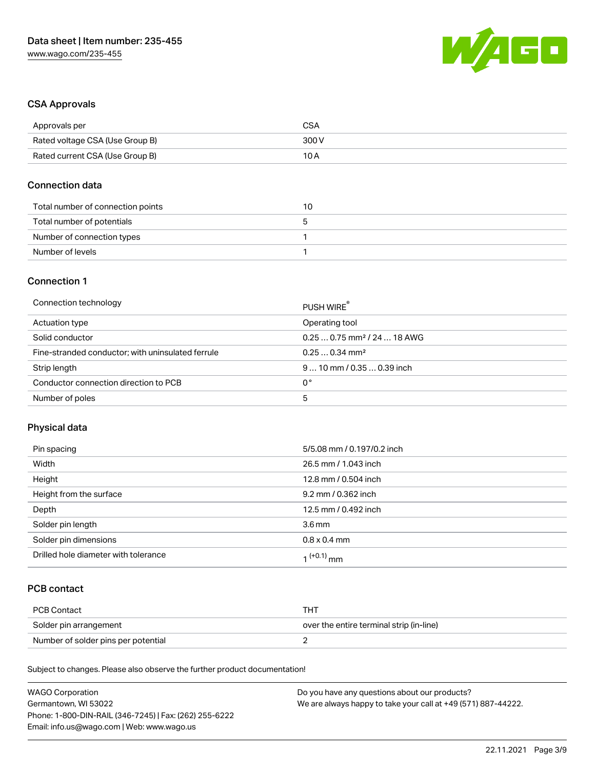## CSA Approvals

| Approvals per | CSA |
| --- | --- |
| Rated voltage CSA (Use Group B) | 300 V |
| Rated current CSA (Use Group B) | 10 A |

## Connection data

| Total number of connection points | 10 |
| --- | --- |
| Total number of potentials | 5 |
| Number of connection types | 1 |
| Number of levels | 1 |

## Connection 1

| Connection technology | PUSH WIRE® |
| --- | --- |
| Actuation type | Operating tool |
| Solid conductor | 0.25 … 0.75 mm² / 24 … 18 AWG |
| Fine-stranded conductor; with uninsulated ferrule | 0.25 … 0.34 mm² |
| Strip length | 9 … 10 mm / 0.35 … 0.39 inch |
| Conductor connection direction to PCB | 0 ° |
| Number of poles | 5 |

## Physical data

| Pin spacing | 5/5.08 mm / 0.197/0.2 inch |
| --- | --- |
| Width | 26.5 mm / 1.043 inch |
| Height | 12.8 mm / 0.504 inch |
| Height from the surface | 9.2 mm / 0.362 inch |
| Depth | 12.5 mm / 0.492 inch |
| Solder pin length | 3.6 mm |
| Solder pin dimensions | 0.8 x 0.4 mm |
| Drilled hole diameter with tolerance | $1^{(+0.1)}$ mm |

## PCB contact

| PCB Contact | THT |
| --- | --- |
| Solder pin arrangement | over the entire terminal strip (in-line) |
| Number of solder pins per potential | 2 |

Subject to changes. Please also observe the further product documentation!

WAGO Corporation
Germantown, WI 53022
Phone: 1-800-DIN-RAIL (346-7245) | Fax: (262) 255-6222
Email: info.us@wago.com | Web: www.wago.us

Do you have any questions about our products?
We are always happy to take your call at +49 (571) 887-44222.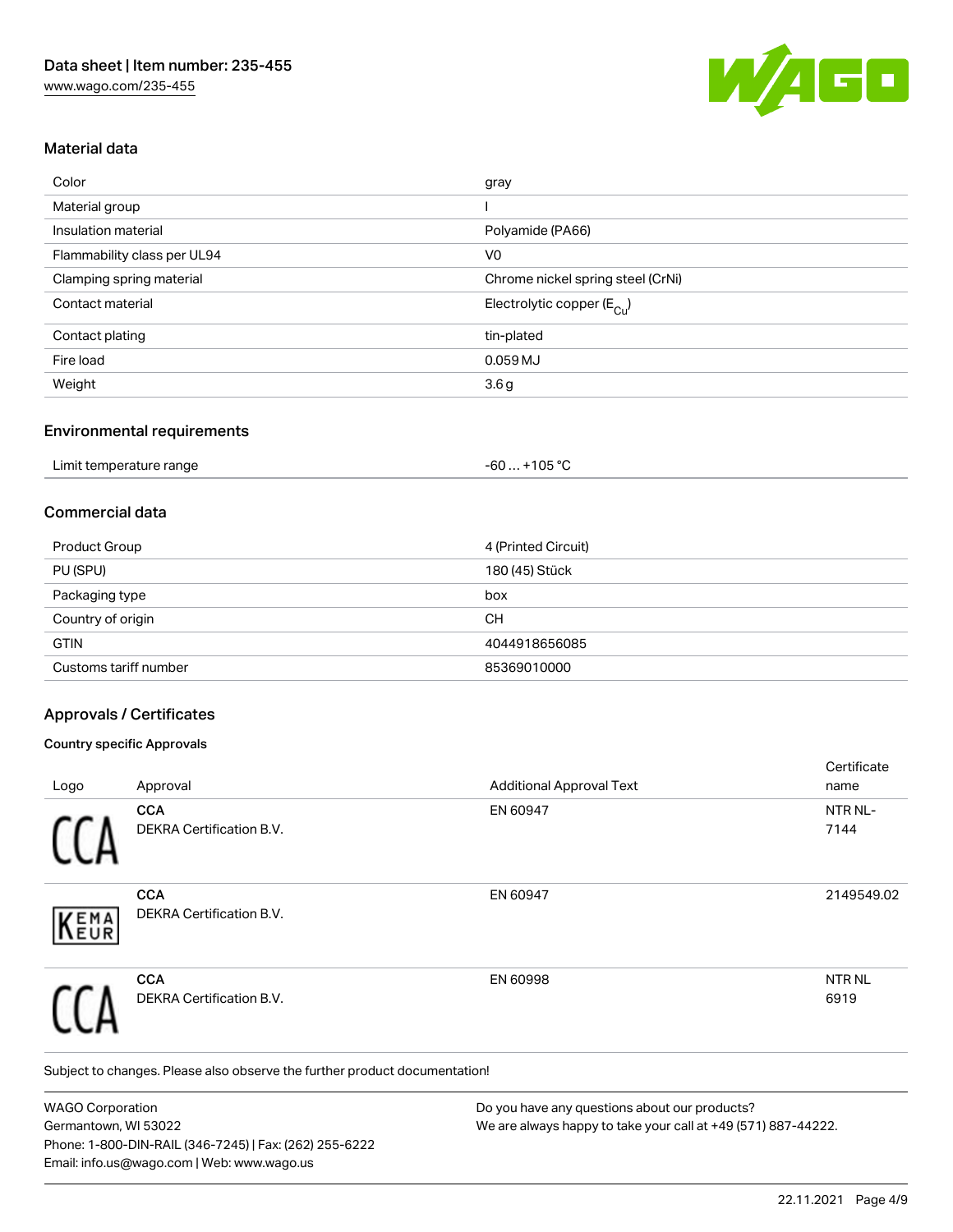## Material data

| | |
|---|---|
| Color | gray |
| Material group | I |
| Insulation material | Polyamide (PA66) |
| Flammability class per UL94 | V0 |
| Clamping spring material | Chrome nickel spring steel (CrNi) |
| Contact material | Electrolytic copper ($E_{Cu}$) |
| Contact plating | tin-plated |
| Fire load | 0.059 MJ |
| Weight | 3.6 g |

## Environmental requirements

| | |
|---|---|
| Limit temperature range | -60 … +105 °C |

## Commercial data

| | |
|---|---|
| Product Group | 4 (Printed Circuit) |
| PU (SPU) | 180 (45) Stück |
| Packaging type | box |
| Country of origin | CH |
| GTIN | 4044918656085 |
| Customs tariff number | 85369010000 |

## Approvals / Certificates

### Country specific Approvals

| Logo | Approval | Additional Approval Text | Certificate name |
|---|---|---|---|
| CCA | **CCA** DEKRA Certification B.V. | EN 60947 | NTR NL-7144 |
| KEMA EUR | **CCA** DEKRA Certification B.V. | EN 60947 | 2149549.02 |
| CCA | **CCA** DEKRA Certification B.V. | EN 60998 | NTR NL 6919 |

Subject to changes. Please also observe the further product documentation!

WAGO Corporation
Germantown, WI 53022
Phone: 1-800-DIN-RAIL (346-7245) | Fax: (262) 255-6222
Email: info.us@wago.com | Web: www.wago.us

Do you have any questions about our products?
We are always happy to take your call at +49 (571) 887-44222.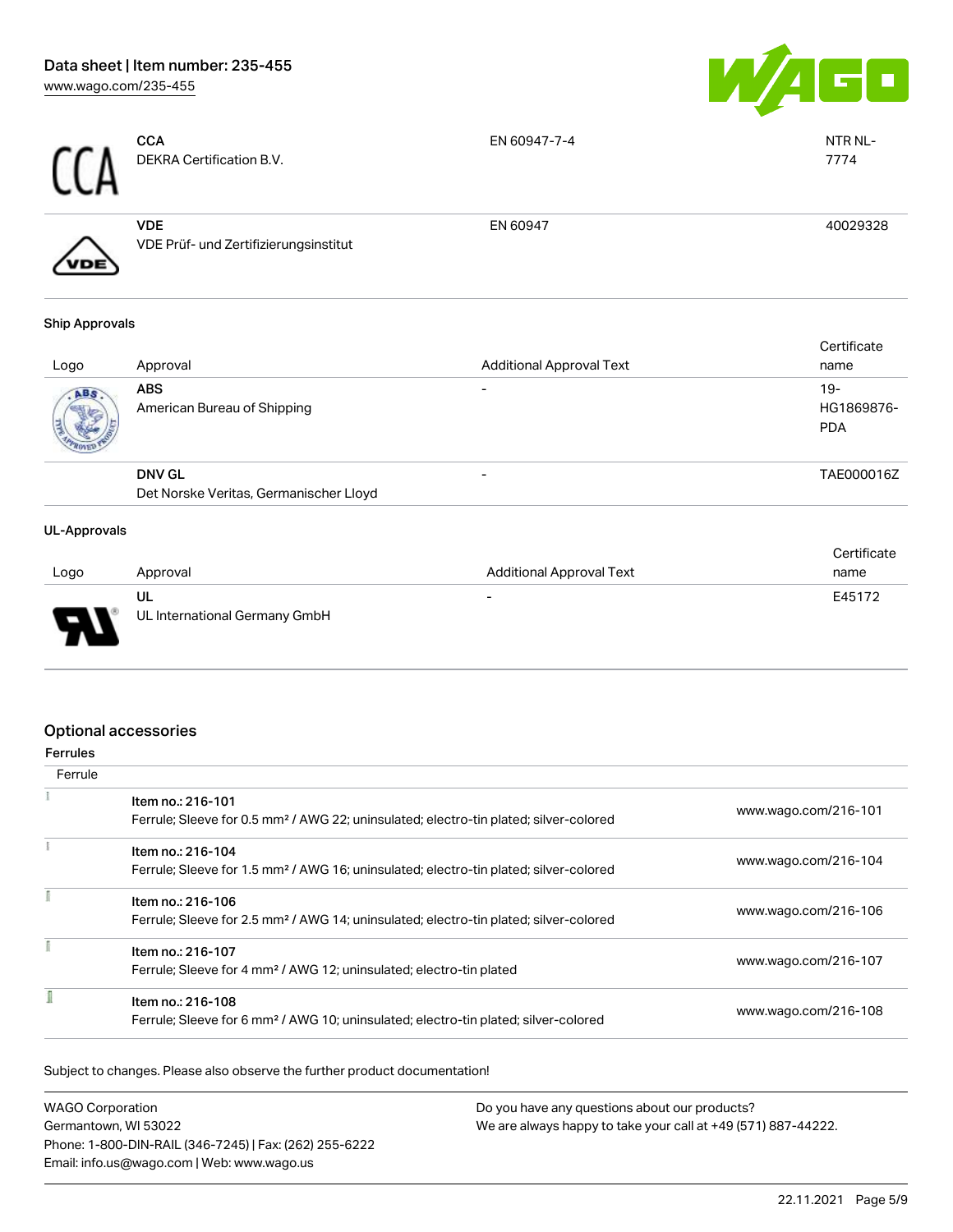| Logo | Approval | Additional Approval Text | Certificate name |
|---|---|---|---|
| | **CCA**<br>DEKRA Certification B.V. | EN 60947-7-4 | NTR NL-7774 |
| | **VDE**<br>VDE Prüf- und Zertifizierungsinstitut | EN 60947 | 40029328 |

### Ship Approvals

| Logo | Approval | Additional Approval Text | Certificate name |
|---|---|---|---|
| | **ABS**<br>American Bureau of Shipping | - | 19-HG1869876-PDA |
| | **DNV GL**<br>Det Norske Veritas, Germanischer Lloyd | - | TAE000016Z |

### UL-Approvals

| Logo | Approval | Additional Approval Text | Certificate name |
|---|---|---|---|
| | **UL**<br>UL International Germany GmbH | - | E45172 |

## Optional accessories

### Ferrules

| Ferrule | | |
|---|---|---|
| | Item no.: 216-101<br>Ferrule; Sleeve for 0.5 mm² / AWG 22; uninsulated; electro-tin plated; silver-colored | www.wago.com/216-101 |
| | Item no.: 216-104<br>Ferrule; Sleeve for 1.5 mm² / AWG 16; uninsulated; electro-tin plated; silver-colored | www.wago.com/216-104 |
| | Item no.: 216-106<br>Ferrule; Sleeve for 2.5 mm² / AWG 14; uninsulated; electro-tin plated; silver-colored | www.wago.com/216-106 |
| | Item no.: 216-107<br>Ferrule; Sleeve for 4 mm² / AWG 12; uninsulated; electro-tin plated | www.wago.com/216-107 |
| | Item no.: 216-108<br>Ferrule; Sleeve for 6 mm² / AWG 10; uninsulated; electro-tin plated; silver-colored | www.wago.com/216-108 |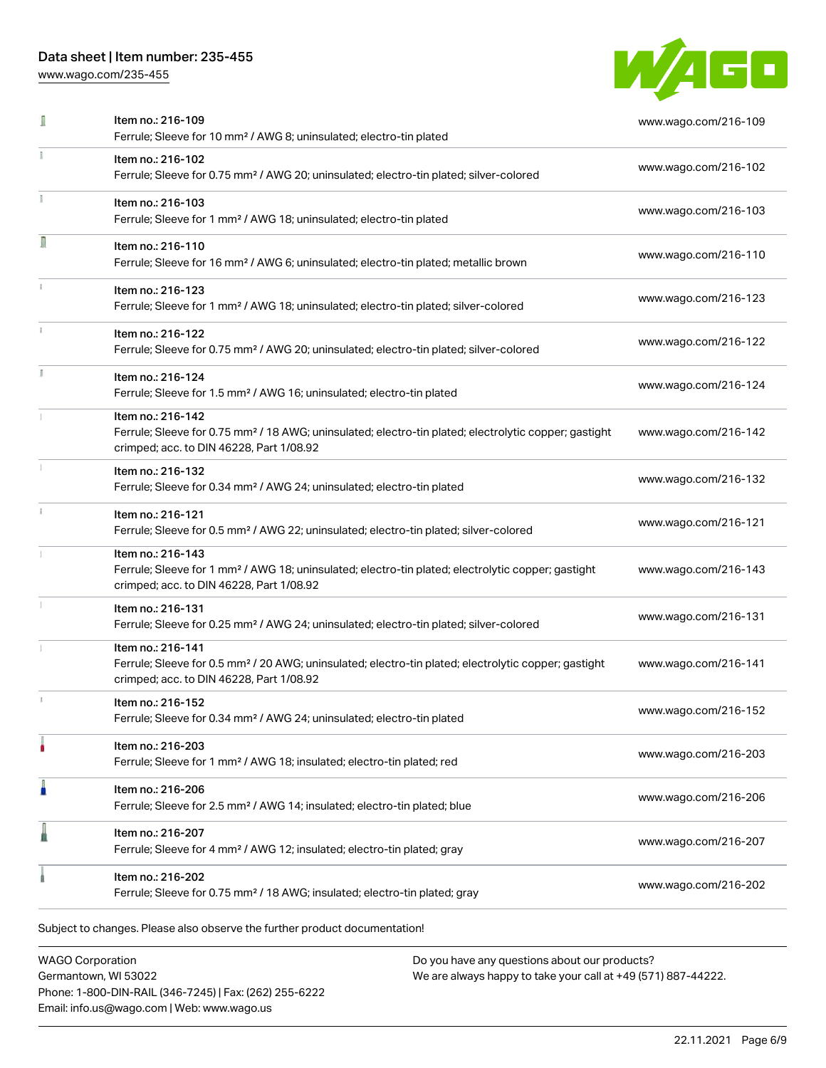| Item | Description | Link |
|---|---|---|
| Item no.: 216-109 | Ferrule; Sleeve for 10 mm² / AWG 8; uninsulated; electro-tin plated | www.wago.com/216-109 |
| Item no.: 216-102 | Ferrule; Sleeve for 0.75 mm² / AWG 20; uninsulated; electro-tin plated; silver-colored | www.wago.com/216-102 |
| Item no.: 216-103 | Ferrule; Sleeve for 1 mm² / AWG 18; uninsulated; electro-tin plated | www.wago.com/216-103 |
| Item no.: 216-110 | Ferrule; Sleeve for 16 mm² / AWG 6; uninsulated; electro-tin plated; metallic brown | www.wago.com/216-110 |
| Item no.: 216-123 | Ferrule; Sleeve for 1 mm² / AWG 18; uninsulated; electro-tin plated; silver-colored | www.wago.com/216-123 |
| Item no.: 216-122 | Ferrule; Sleeve for 0.75 mm² / AWG 20; uninsulated; electro-tin plated; silver-colored | www.wago.com/216-122 |
| Item no.: 216-124 | Ferrule; Sleeve for 1.5 mm² / AWG 16; uninsulated; electro-tin plated | www.wago.com/216-124 |
| Item no.: 216-142 | Ferrule; Sleeve for 0.75 mm² / 18 AWG; uninsulated; electro-tin plated; electrolytic copper; gastight crimped; acc. to DIN 46228, Part 1/08.92 | www.wago.com/216-142 |
| Item no.: 216-132 | Ferrule; Sleeve for 0.34 mm² / AWG 24; uninsulated; electro-tin plated | www.wago.com/216-132 |
| Item no.: 216-121 | Ferrule; Sleeve for 0.5 mm² / AWG 22; uninsulated; electro-tin plated; silver-colored | www.wago.com/216-121 |
| Item no.: 216-143 | Ferrule; Sleeve for 1 mm² / AWG 18; uninsulated; electro-tin plated; electrolytic copper; gastight crimped; acc. to DIN 46228, Part 1/08.92 | www.wago.com/216-143 |
| Item no.: 216-131 | Ferrule; Sleeve for 0.25 mm² / AWG 24; uninsulated; electro-tin plated; silver-colored | www.wago.com/216-131 |
| Item no.: 216-141 | Ferrule; Sleeve for 0.5 mm² / 20 AWG; uninsulated; electro-tin plated; electrolytic copper; gastight crimped; acc. to DIN 46228, Part 1/08.92 | www.wago.com/216-141 |
| Item no.: 216-152 | Ferrule; Sleeve for 0.34 mm² / AWG 24; uninsulated; electro-tin plated | www.wago.com/216-152 |
| Item no.: 216-203 | Ferrule; Sleeve for 1 mm² / AWG 18; insulated; electro-tin plated; red | www.wago.com/216-203 |
| Item no.: 216-206 | Ferrule; Sleeve for 2.5 mm² / AWG 14; insulated; electro-tin plated; blue | www.wago.com/216-206 |
| Item no.: 216-207 | Ferrule; Sleeve for 4 mm² / AWG 12; insulated; electro-tin plated; gray | www.wago.com/216-207 |
| Item no.: 216-202 | Ferrule; Sleeve for 0.75 mm² / 18 AWG; insulated; electro-tin plated; gray | www.wago.com/216-202 |

Subject to changes. Please also observe the further product documentation!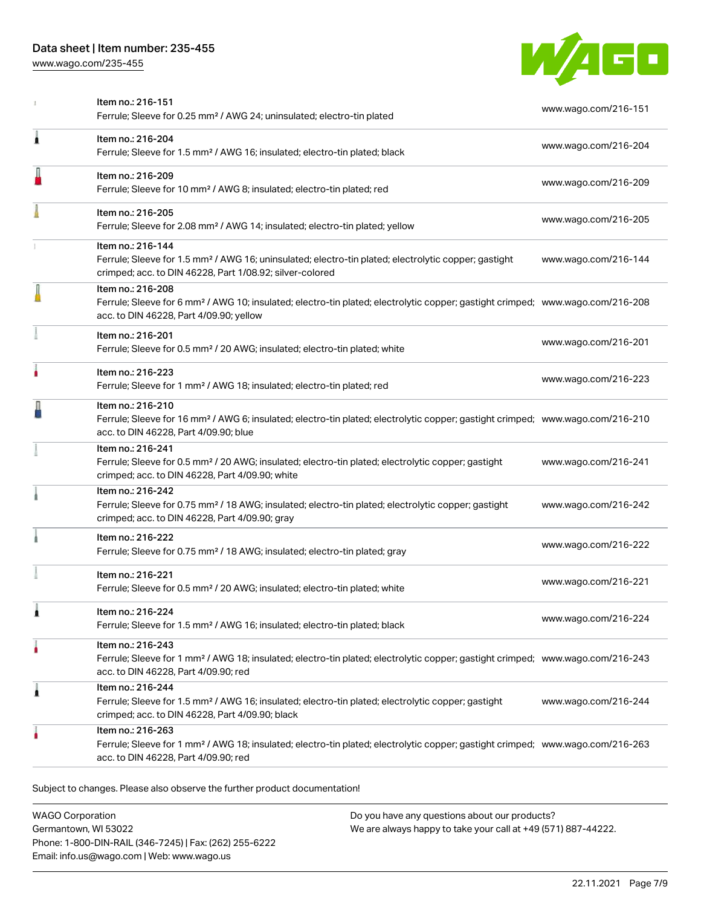| Item | Description | Link |
| --- | --- | --- |
| Item no.: 216-151 | Ferrule; Sleeve for 0.25 mm² / AWG 24; uninsulated; electro-tin plated | www.wago.com/216-151 |
| Item no.: 216-204 | Ferrule; Sleeve for 1.5 mm² / AWG 16; insulated; electro-tin plated; black | www.wago.com/216-204 |
| Item no.: 216-209 | Ferrule; Sleeve for 10 mm² / AWG 8; insulated; electro-tin plated; red | www.wago.com/216-209 |
| Item no.: 216-205 | Ferrule; Sleeve for 2.08 mm² / AWG 14; insulated; electro-tin plated; yellow | www.wago.com/216-205 |
| Item no.: 216-144 | Ferrule; Sleeve for 1.5 mm² / AWG 16; uninsulated; electro-tin plated; electrolytic copper; gastight crimped; acc. to DIN 46228, Part 1/08.92; silver-colored | www.wago.com/216-144 |
| Item no.: 216-208 | Ferrule; Sleeve for 6 mm² / AWG 10; insulated; electro-tin plated; electrolytic copper; gastight crimped; acc. to DIN 46228, Part 4/09.90; yellow | www.wago.com/216-208 |
| Item no.: 216-201 | Ferrule; Sleeve for 0.5 mm² / 20 AWG; insulated; electro-tin plated; white | www.wago.com/216-201 |
| Item no.: 216-223 | Ferrule; Sleeve for 1 mm² / AWG 18; insulated; electro-tin plated; red | www.wago.com/216-223 |
| Item no.: 216-210 | Ferrule; Sleeve for 16 mm² / AWG 6; insulated; electro-tin plated; electrolytic copper; gastight crimped; acc. to DIN 46228, Part 4/09.90; blue | www.wago.com/216-210 |
| Item no.: 216-241 | Ferrule; Sleeve for 0.5 mm² / 20 AWG; insulated; electro-tin plated; electrolytic copper; gastight crimped; acc. to DIN 46228, Part 4/09.90; white | www.wago.com/216-241 |
| Item no.: 216-242 | Ferrule; Sleeve for 0.75 mm² / 18 AWG; insulated; electro-tin plated; electrolytic copper; gastight crimped; acc. to DIN 46228, Part 4/09.90; gray | www.wago.com/216-242 |
| Item no.: 216-222 | Ferrule; Sleeve for 0.75 mm² / 18 AWG; insulated; electro-tin plated; gray | www.wago.com/216-222 |
| Item no.: 216-221 | Ferrule; Sleeve for 0.5 mm² / 20 AWG; insulated; electro-tin plated; white | www.wago.com/216-221 |
| Item no.: 216-224 | Ferrule; Sleeve for 1.5 mm² / AWG 16; insulated; electro-tin plated; black | www.wago.com/216-224 |
| Item no.: 216-243 | Ferrule; Sleeve for 1 mm² / AWG 18; insulated; electro-tin plated; electrolytic copper; gastight crimped; acc. to DIN 46228, Part 4/09.90; red | www.wago.com/216-243 |
| Item no.: 216-244 | Ferrule; Sleeve for 1.5 mm² / AWG 16; insulated; electro-tin plated; electrolytic copper; gastight crimped; acc. to DIN 46228, Part 4/09.90; black | www.wago.com/216-244 |
| Item no.: 216-263 | Ferrule; Sleeve for 1 mm² / AWG 18; insulated; electro-tin plated; electrolytic copper; gastight crimped; acc. to DIN 46228, Part 4/09.90; red | www.wago.com/216-263 |

Subject to changes. Please also observe the further product documentation!

WAGO Corporation
Germantown, WI 53022
Phone: 1-800-DIN-RAIL (346-7245) | Fax: (262) 255-6222
Email: info.us@wago.com | Web: www.wago.us

Do you have any questions about our products?
We are always happy to take your call at +49 (571) 887-44222.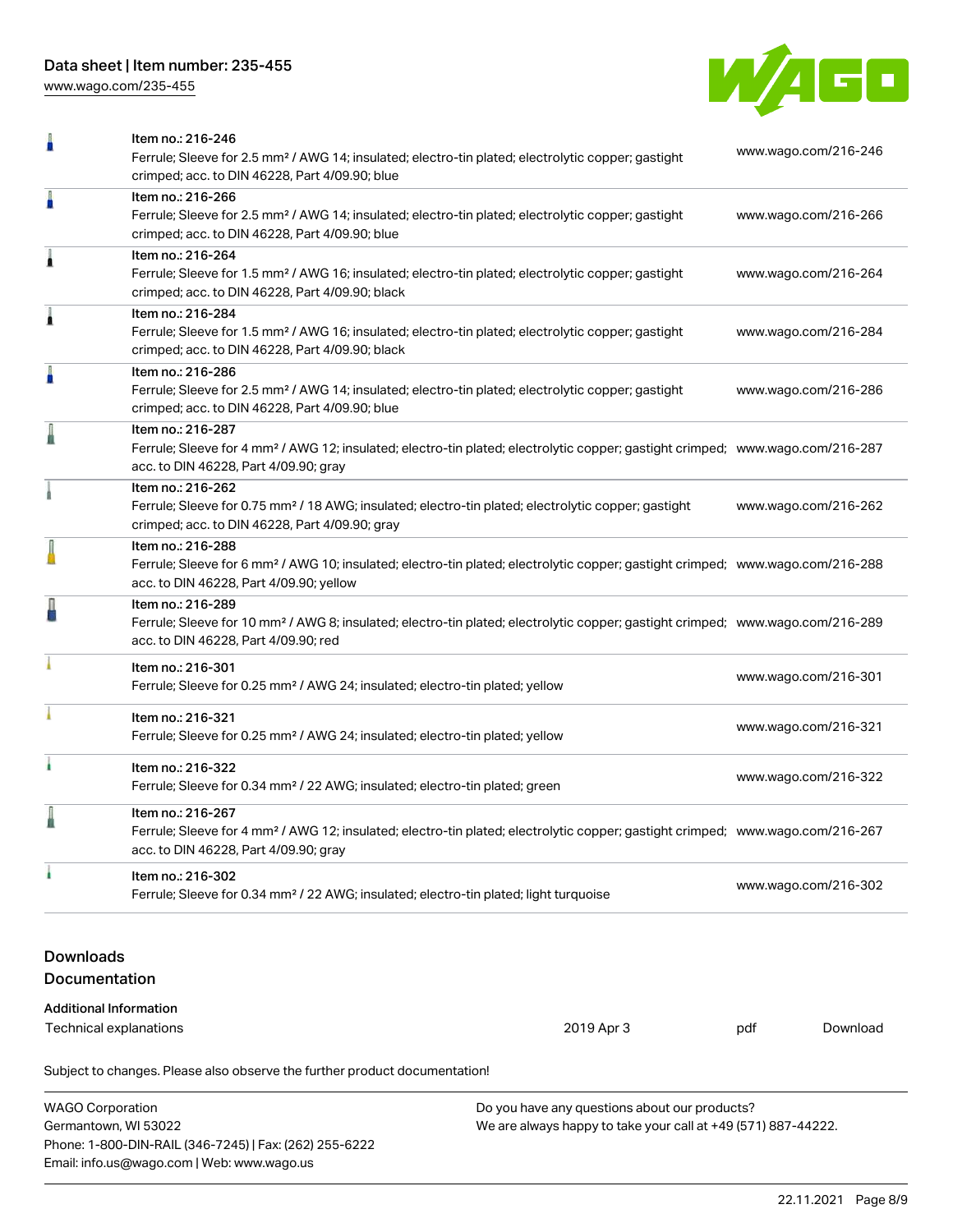| | | |
|---|---|---|
| | Item no.: 216-246<br>Ferrule; Sleeve for 2.5 mm² / AWG 14; insulated; electro-tin plated; electrolytic copper; gastight crimped; acc. to DIN 46228, Part 4/09.90; blue | www.wago.com/216-246 |
| | Item no.: 216-266<br>Ferrule; Sleeve for 2.5 mm² / AWG 14; insulated; electro-tin plated; electrolytic copper; gastight crimped; acc. to DIN 46228, Part 4/09.90; blue | www.wago.com/216-266 |
| | Item no.: 216-264<br>Ferrule; Sleeve for 1.5 mm² / AWG 16; insulated; electro-tin plated; electrolytic copper; gastight crimped; acc. to DIN 46228, Part 4/09.90; black | www.wago.com/216-264 |
| | Item no.: 216-284<br>Ferrule; Sleeve for 1.5 mm² / AWG 16; insulated; electro-tin plated; electrolytic copper; gastight crimped; acc. to DIN 46228, Part 4/09.90; black | www.wago.com/216-284 |
| | Item no.: 216-286<br>Ferrule; Sleeve for 2.5 mm² / AWG 14; insulated; electro-tin plated; electrolytic copper; gastight crimped; acc. to DIN 46228, Part 4/09.90; blue | www.wago.com/216-286 |
| | Item no.: 216-287<br>Ferrule; Sleeve for 4 mm² / AWG 12; insulated; electro-tin plated; electrolytic copper; gastight crimped; acc. to DIN 46228, Part 4/09.90; gray | www.wago.com/216-287 |
| | Item no.: 216-262<br>Ferrule; Sleeve for 0.75 mm² / 18 AWG; insulated; electro-tin plated; electrolytic copper; gastight crimped; acc. to DIN 46228, Part 4/09.90; gray | www.wago.com/216-262 |
| | Item no.: 216-288<br>Ferrule; Sleeve for 6 mm² / AWG 10; insulated; electro-tin plated; electrolytic copper; gastight crimped; acc. to DIN 46228, Part 4/09.90; yellow | www.wago.com/216-288 |
| | Item no.: 216-289<br>Ferrule; Sleeve for 10 mm² / AWG 8; insulated; electro-tin plated; electrolytic copper; gastight crimped; acc. to DIN 46228, Part 4/09.90; red | www.wago.com/216-289 |
| | Item no.: 216-301<br>Ferrule; Sleeve for 0.25 mm² / AWG 24; insulated; electro-tin plated; yellow | www.wago.com/216-301 |
| | Item no.: 216-321<br>Ferrule; Sleeve for 0.25 mm² / AWG 24; insulated; electro-tin plated; yellow | www.wago.com/216-321 |
| | Item no.: 216-322<br>Ferrule; Sleeve for 0.34 mm² / 22 AWG; insulated; electro-tin plated; green | www.wago.com/216-322 |
| | Item no.: 216-267<br>Ferrule; Sleeve for 4 mm² / AWG 12; insulated; electro-tin plated; electrolytic copper; gastight crimped; acc. to DIN 46228, Part 4/09.90; gray | www.wago.com/216-267 |
| | Item no.: 216-302<br>Ferrule; Sleeve for 0.34 mm² / 22 AWG; insulated; electro-tin plated; light turquoise | www.wago.com/216-302 |

## Downloads
### Documentation

**Additional Information**

| | | | |
|---|---|---|---|
| Technical explanations | 2019 Apr 3 | pdf | Download |

Subject to changes. Please also observe the further product documentation!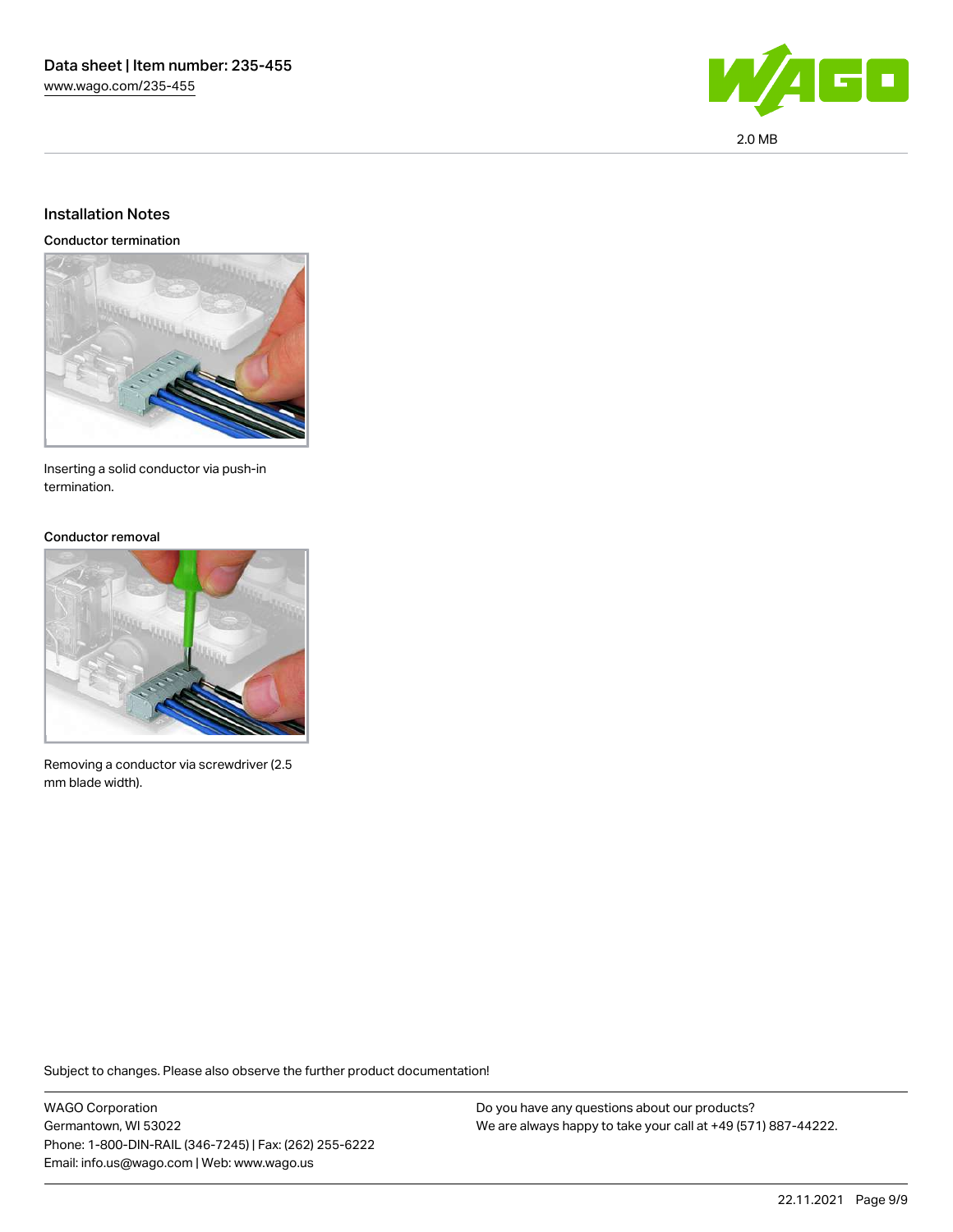## Installation Notes

### Conductor termination

Inserting a solid conductor via push-in termination.

### Conductor removal

Removing a conductor via screwdriver (2.5 mm blade width).

Subject to changes. Please also observe the further product documentation!

WAGO Corporation
Germantown, WI 53022
Phone: 1-800-DIN-RAIL (346-7245) | Fax: (262) 255-6222
Email: info.us@wago.com | Web: www.wago.us

Do you have any questions about our products?
We are always happy to take your call at +49 (571) 887-44222.